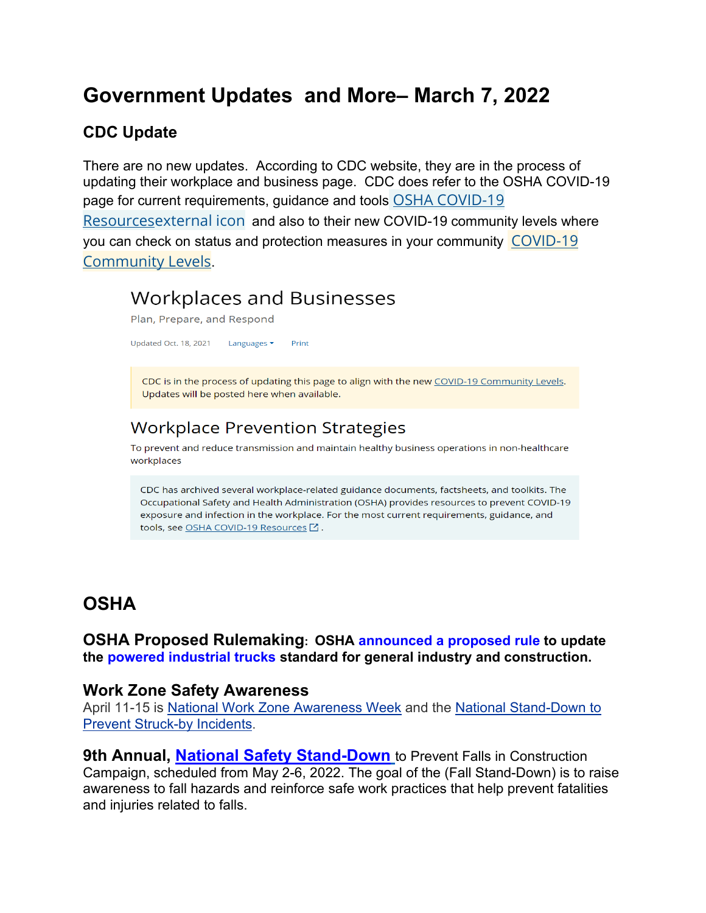# Government Updates and More– March 7, 2022

## CDC Update

There are no new updates. According to CDC website, they are in the process of updating their workplace and business page. CDC does refer to the OSHA COVID-19 page for current requirements, guidance and tools OSHA COVID-19 Resourcesexternal icon and also to their new COVID-19 community levels where you can check on status and protection measures in your community COVID-19 Community Levels.

### Workplaces and Businesses

Plan, Prepare, and Respond

Updated Oct. 18, 2021 Languages Print

CDC is in the process of updating this page to align with the new COVID-19 Community Levels. Updates will be posted here when available.

### Workplace Prevention Strategies

To prevent and reduce transmission and maintain healthy business operations in non-healthcare workplaces

CDC has archived several workplace-related guidance documents, factsheets, and toolkits. The Occupational Safety and Health Administration (OSHA) provides resources to prevent COVID-19 exposure and infection in the workplace. For the most current requirements, guidance, and tools, see OSHA COVID-19 Resources .

## OSHA

**OSHA Proposed Rulemaking: OSHA announced a proposed rule to update the powered industrial trucks standard for general industry and construction.**

### Work Zone Safety Awareness

April 11-15 is National Work Zone Awareness Week and the National Stand-Down to Prevent Struck-by Incidents.

**9th Annual, National Safety Stand-Down** to Prevent Falls in Construction Campaign, scheduled from May 2-6, 2022. The goal of the (Fall Stand-Down) is to raise awareness to fall hazards and reinforce safe work practices that help prevent fatalities and injuries related to falls.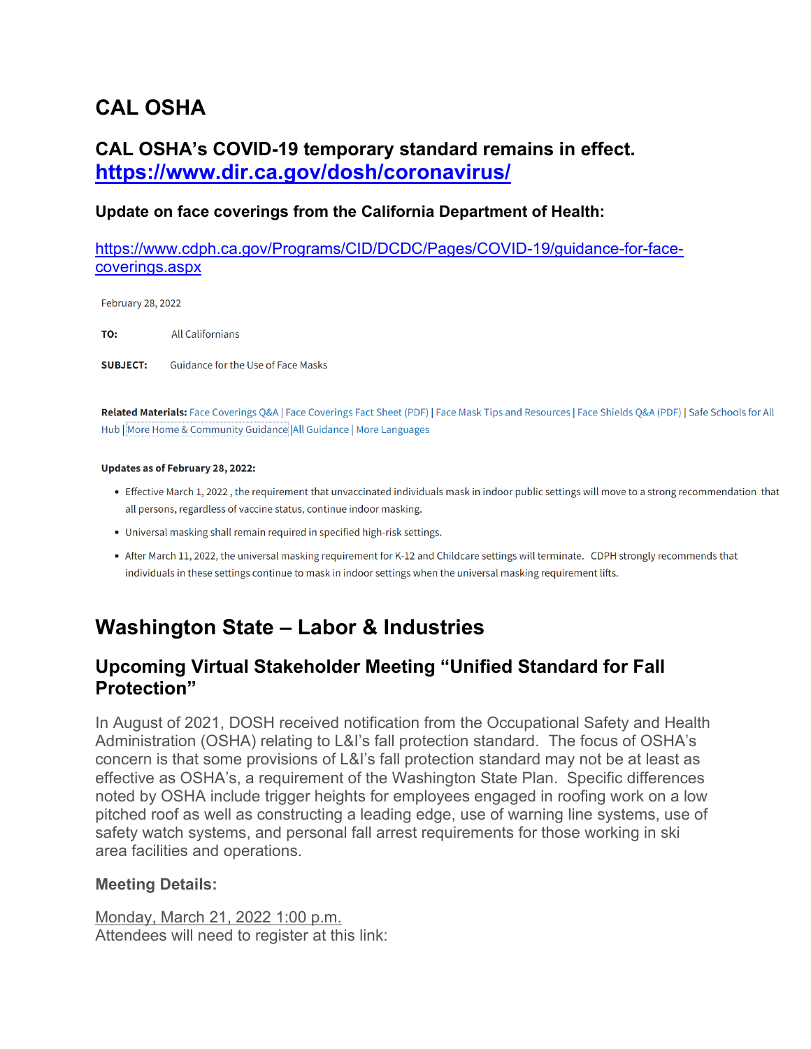# CAL OSHA

## CAL OSHA's COVID-19 temporary standard remains in effect. https://www.dir.ca.gov/dosh/coronavirus/

### Update on face coverings from the California Department of Health:

https://www.cdph.ca.gov/Programs/CID/DCDC/Pages/COVID-19/guidance-for-face-coverings.aspx

February 28, 2022

**TO:** All Californians

**SUBJECT:** Guidance for the Use of Face Masks

**Related Materials:** Face Coverings Q&A | Face Coverings Fact Sheet (PDF) | Face Mask Tips and Resources | Face Shields Q&A (PDF) | Safe Schools for All Hub | More Home & Community Guidance | All Guidance | More Languages

**Updates as of February 28, 2022:**

- Effective March 1, 2022 , the requirement that unvaccinated individuals mask in indoor public settings will move to a strong recommendation that all persons, regardless of vaccine status, continue indoor masking.
- Universal masking shall remain required in specified high-risk settings.
- After March 11, 2022, the universal masking requirement for K-12 and Childcare settings will terminate. CDPH strongly recommends that individuals in these settings continue to mask in indoor settings when the universal masking requirement lifts.

# Washington State – Labor & Industries

## Upcoming Virtual Stakeholder Meeting "Unified Standard for Fall Protection"

In August of 2021, DOSH received notification from the Occupational Safety and Health Administration (OSHA) relating to L&I's fall protection standard. The focus of OSHA's concern is that some provisions of L&I's fall protection standard may not be at least as effective as OSHA's, a requirement of the Washington State Plan. Specific differences noted by OSHA include trigger heights for employees engaged in roofing work on a low pitched roof as well as constructing a leading edge, use of warning line systems, use of safety watch systems, and personal fall arrest requirements for those working in ski area facilities and operations.

**Meeting Details:**

Monday, March 21, 2022 1:00 p.m.
Attendees will need to register at this link: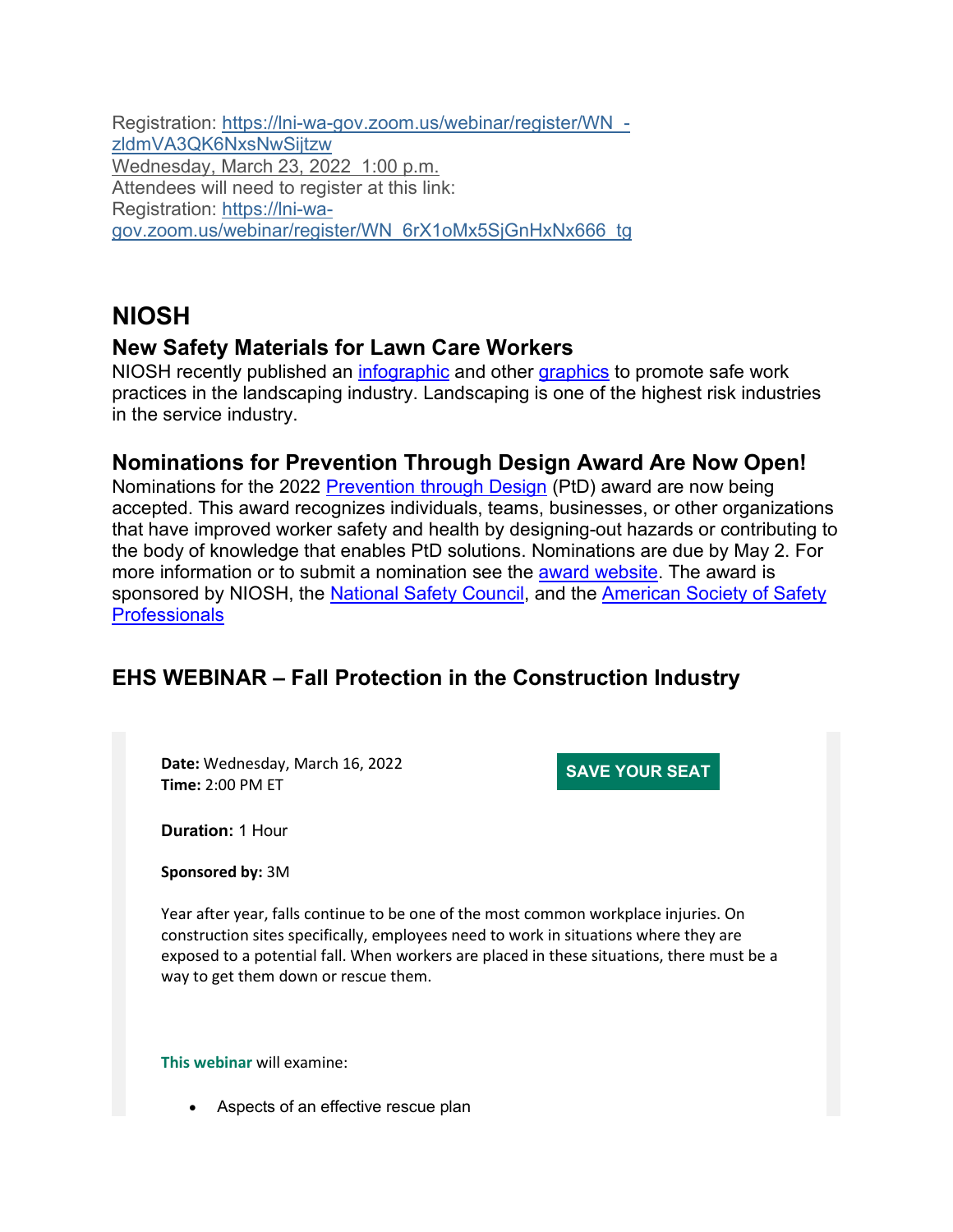Registration: https://lni-wa-gov.zoom.us/webinar/register/WN_-zldmVA3QK6NxsNwSijtzw
Wednesday, March 23, 2022 1:00 p.m.
Attendees will need to register at this link:
Registration: https://lni-wa-gov.zoom.us/webinar/register/WN_6rX1oMx5SjGnHxNx666_tg

## NIOSH

### New Safety Materials for Lawn Care Workers

NIOSH recently published an infographic and other graphics to promote safe work practices in the landscaping industry. Landscaping is one of the highest risk industries in the service industry.

### Nominations for Prevention Through Design Award Are Now Open!

Nominations for the 2022 Prevention through Design (PtD) award are now being accepted. This award recognizes individuals, teams, businesses, or other organizations that have improved worker safety and health by designing-out hazards or contributing to the body of knowledge that enables PtD solutions. Nominations are due by May 2. For more information or to submit a nomination see the award website. The award is sponsored by NIOSH, the National Safety Council, and the American Society of Safety Professionals

### EHS WEBINAR – Fall Protection in the Construction Industry

**Date:** Wednesday, March 16, 2022
**Time:** 2:00 PM ET

SAVE YOUR SEAT

**Duration:** 1 Hour

**Sponsored by:** 3M

Year after year, falls continue to be one of the most common workplace injuries. On construction sites specifically, employees need to work in situations where they are exposed to a potential fall. When workers are placed in these situations, there must be a way to get them down or rescue them.

**This webinar** will examine:

- Aspects of an effective rescue plan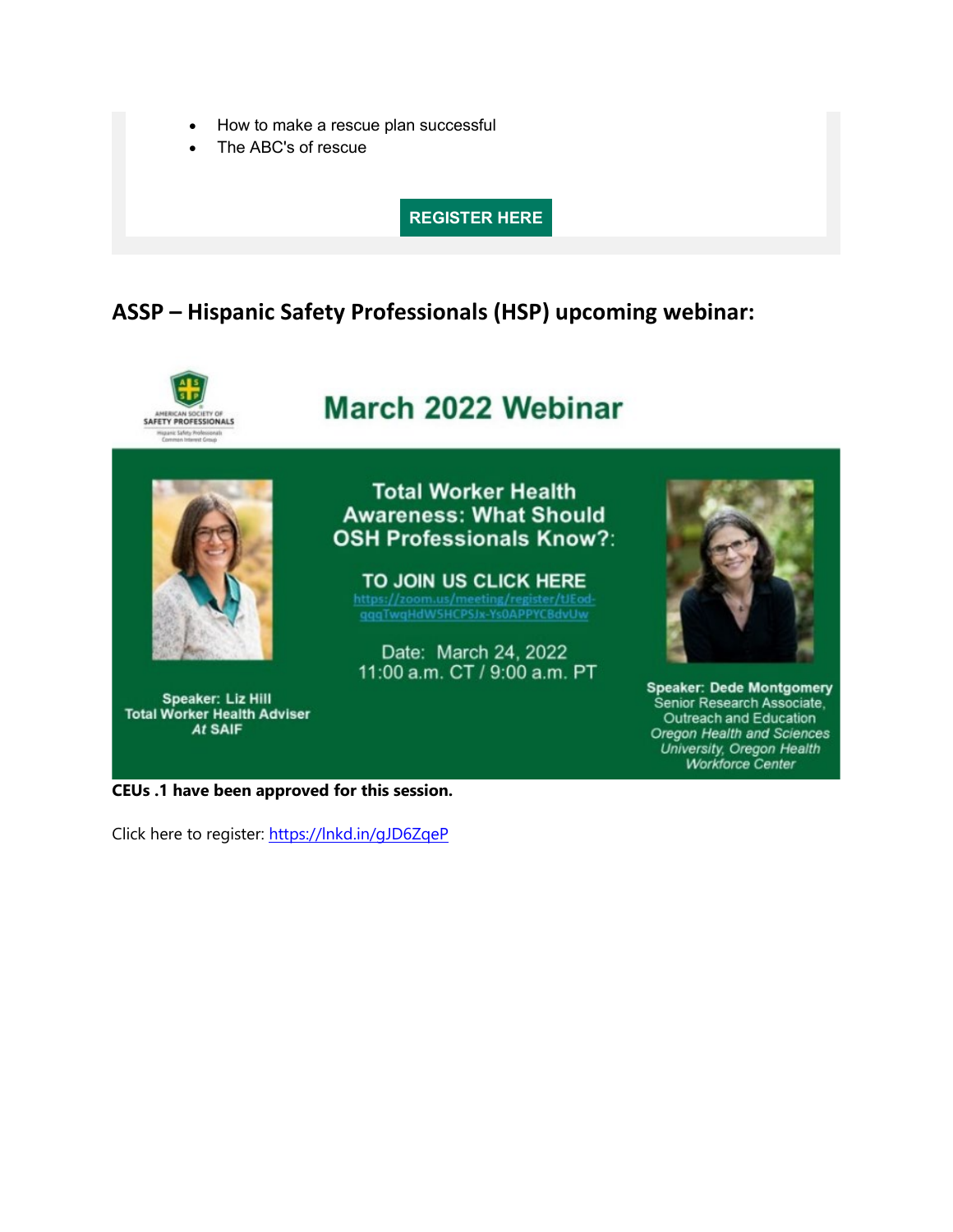- How to make a rescue plan successful
- The ABC's of rescue

REGISTER HERE

## ASSP – Hispanic Safety Professionals (HSP) upcoming webinar:

AMERICAN SOCIETY OF SAFETY PROFESSIONALS

Hispanic Safety Professionals Common Interest Group

March 2022 Webinar

Total Worker Health Awareness: What Should OSH Professionals Know?:

TO JOIN US CLICK HERE

https://zoom.us/meeting/register/tJEod-qqqTwqHdW5HCPSJx-Ys0APPYCBdvUw

Date: March 24, 2022

11:00 a.m. CT / 9:00 a.m. PT

Speaker: Liz Hill
Total Worker Health Adviser
At SAIF

Speaker: Dede Montgomery
Senior Research Associate,
Outreach and Education
Oregon Health and Sciences University, Oregon Health Workforce Center

**CEUs .1 have been approved for this session.**

Click here to register: https://lnkd.in/gJD6ZqeP